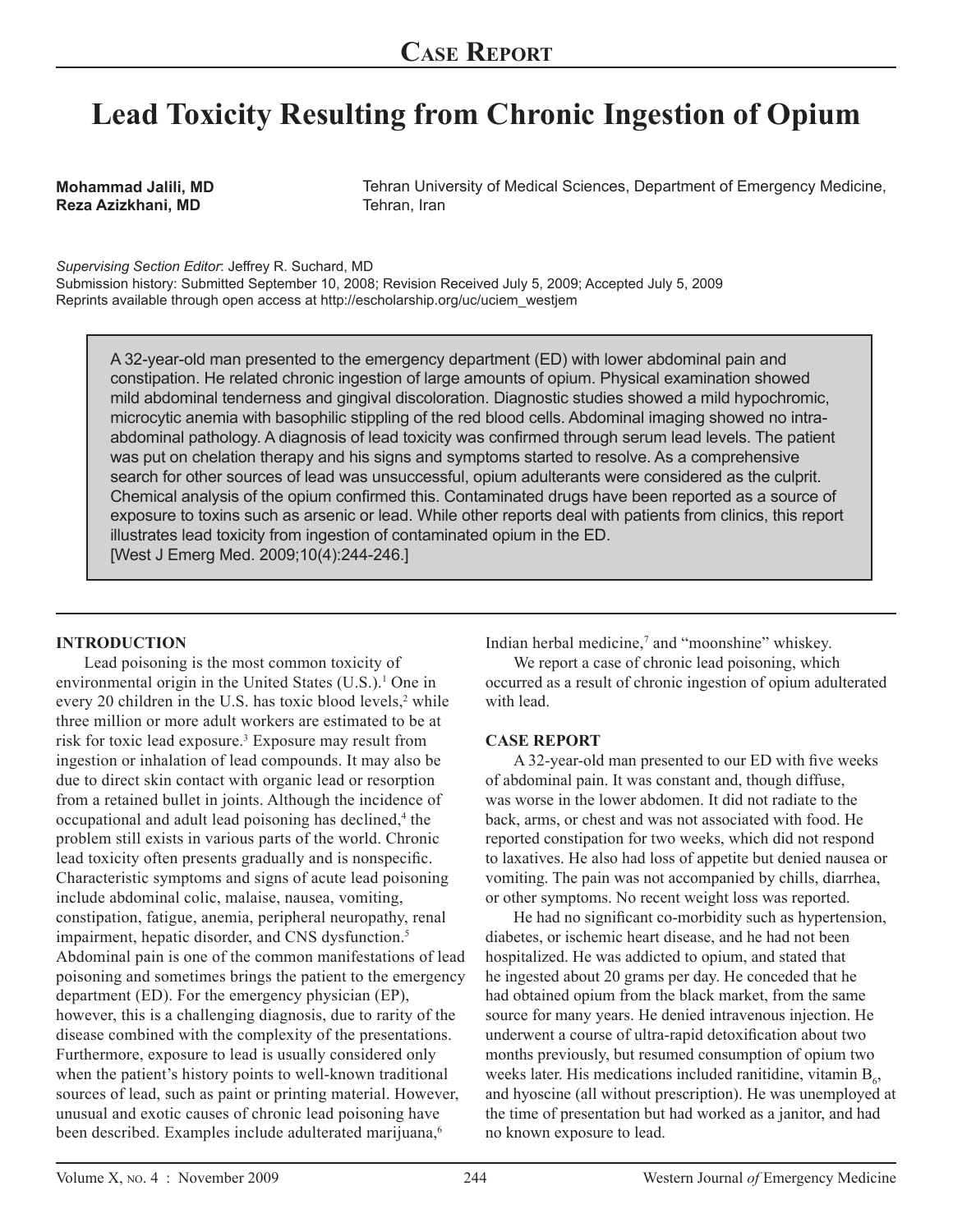# Case Report

# Lead Toxicity Resulting from Chronic Ingestion of Opium

**Mohammad Jalili, MD**
**Reza Azizkhani, MD**

Tehran University of Medical Sciences, Department of Emergency Medicine, Tehran, Iran

*Supervising Section Editor*: Jeffrey R. Suchard, MD
Submission history: Submitted September 10, 2008; Revision Received July 5, 2009; Accepted July 5, 2009
Reprints available through open access at http://escholarship.org/uc/uciem_westjem

A 32-year-old man presented to the emergency department (ED) with lower abdominal pain and constipation. He related chronic ingestion of large amounts of opium. Physical examination showed mild abdominal tenderness and gingival discoloration. Diagnostic studies showed a mild hypochromic, microcytic anemia with basophilic stippling of the red blood cells. Abdominal imaging showed no intra-abdominal pathology. A diagnosis of lead toxicity was confirmed through serum lead levels. The patient was put on chelation therapy and his signs and symptoms started to resolve. As a comprehensive search for other sources of lead was unsuccessful, opium adulterants were considered as the culprit. Chemical analysis of the opium confirmed this. Contaminated drugs have been reported as a source of exposure to toxins such as arsenic or lead. While other reports deal with patients from clinics, this report illustrates lead toxicity from ingestion of contaminated opium in the ED.
[West J Emerg Med. 2009;10(4):244-246.]

## INTRODUCTION

Lead poisoning is the most common toxicity of environmental origin in the United States (U.S.).[1] One in every 20 children in the U.S. has toxic blood levels,[2] while three million or more adult workers are estimated to be at risk for toxic lead exposure.[3] Exposure may result from ingestion or inhalation of lead compounds. It may also be due to direct skin contact with organic lead or resorption from a retained bullet in joints. Although the incidence of occupational and adult lead poisoning has declined,[4] the problem still exists in various parts of the world. Chronic lead toxicity often presents gradually and is nonspecific. Characteristic symptoms and signs of acute lead poisoning include abdominal colic, malaise, nausea, vomiting, constipation, fatigue, anemia, peripheral neuropathy, renal impairment, hepatic disorder, and CNS dysfunction.[5] Abdominal pain is one of the common manifestations of lead poisoning and sometimes brings the patient to the emergency department (ED). For the emergency physician (EP), however, this is a challenging diagnosis, due to rarity of the disease combined with the complexity of the presentations. Furthermore, exposure to lead is usually considered only when the patient's history points to well-known traditional sources of lead, such as paint or printing material. However, unusual and exotic causes of chronic lead poisoning have been described. Examples include adulterated marijuana,[6] Indian herbal medicine,[7] and "moonshine" whiskey.

We report a case of chronic lead poisoning, which occurred as a result of chronic ingestion of opium adulterated with lead.

## CASE REPORT

A 32-year-old man presented to our ED with five weeks of abdominal pain. It was constant and, though diffuse, was worse in the lower abdomen. It did not radiate to the back, arms, or chest and was not associated with food. He reported constipation for two weeks, which did not respond to laxatives. He also had loss of appetite but denied nausea or vomiting. The pain was not accompanied by chills, diarrhea, or other symptoms. No recent weight loss was reported.

He had no significant co-morbidity such as hypertension, diabetes, or ischemic heart disease, and he had not been hospitalized. He was addicted to opium, and stated that he ingested about 20 grams per day. He conceded that he had obtained opium from the black market, from the same source for many years. He denied intravenous injection. He underwent a course of ultra-rapid detoxification about two months previously, but resumed consumption of opium two weeks later. His medications included ranitidine, vitamin $B_6$, and hyoscine (all without prescription). He was unemployed at the time of presentation but had worked as a janitor, and had no known exposure to lead.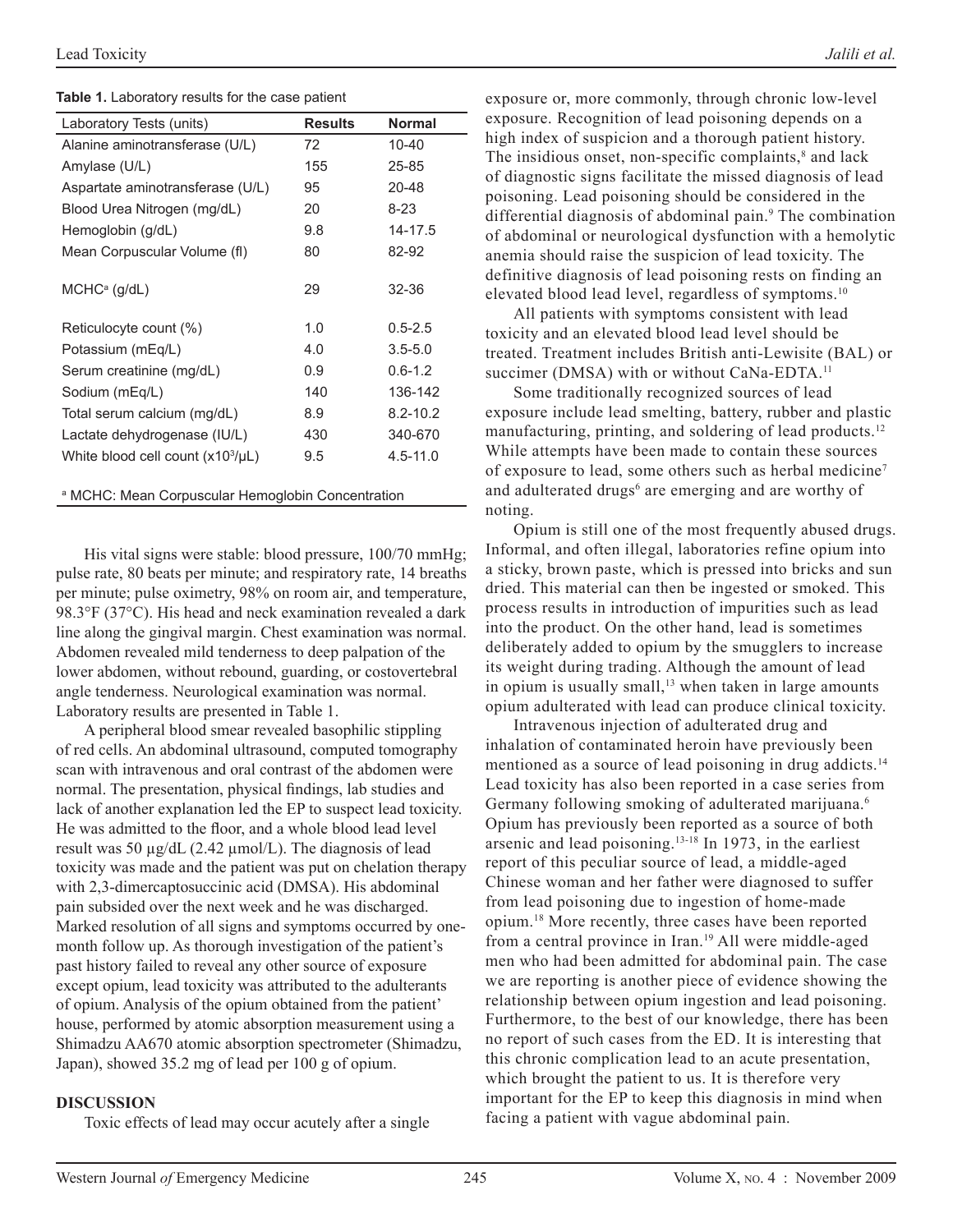**Table 1.** Laboratory results for the case patient

| Laboratory Tests (units) | Results | Normal |
|---|---|---|
| Alanine aminotransferase (U/L) | 72 | 10-40 |
| Amylase (U/L) | 155 | 25-85 |
| Aspartate aminotransferase (U/L) | 95 | 20-48 |
| Blood Urea Nitrogen (mg/dL) | 20 | 8-23 |
| Hemoglobin (g/dL) | 9.8 | 14-17.5 |
| Mean Corpuscular Volume (fl) | 80 | 82-92 |
| MCHC[a] (g/dL) | 29 | 32-36 |
| Reticulocyte count (%) | 1.0 | 0.5-2.5 |
| Potassium (mEq/L) | 4.0 | 3.5-5.0 |
| Serum creatinine (mg/dL) | 0.9 | 0.6-1.2 |
| Sodium (mEq/L) | 140 | 136-142 |
| Total serum calcium (mg/dL) | 8.9 | 8.2-10.2 |
| Lactate dehydrogenase (IU/L) | 430 | 340-670 |
| White blood cell count ($x10^3/\mu L$) | 9.5 | 4.5-11.0 |

[a] MCHC: Mean Corpuscular Hemoglobin Concentration

His vital signs were stable: blood pressure, 100/70 mmHg; pulse rate, 80 beats per minute; and respiratory rate, 14 breaths per minute; pulse oximetry, 98% on room air, and temperature, 98.3°F (37°C). His head and neck examination revealed a dark line along the gingival margin. Chest examination was normal. Abdomen revealed mild tenderness to deep palpation of the lower abdomen, without rebound, guarding, or costovertebral angle tenderness. Neurological examination was normal. Laboratory results are presented in Table 1.

A peripheral blood smear revealed basophilic stippling of red cells. An abdominal ultrasound, computed tomography scan with intravenous and oral contrast of the abdomen were normal. The presentation, physical findings, lab studies and lack of another explanation led the EP to suspect lead toxicity. He was admitted to the floor, and a whole blood lead level result was 50 µg/dL (2.42 µmol/L). The diagnosis of lead toxicity was made and the patient was put on chelation therapy with 2,3-dimercaptosuccinic acid (DMSA). His abdominal pain subsided over the next week and he was discharged. Marked resolution of all signs and symptoms occurred by one-month follow up. As thorough investigation of the patient's past history failed to reveal any other source of exposure except opium, lead toxicity was attributed to the adulterants of opium. Analysis of the opium obtained from the patient' house, performed by atomic absorption measurement using a Shimadzu AA670 atomic absorption spectrometer (Shimadzu, Japan), showed 35.2 mg of lead per 100 g of opium.

## DISCUSSION

Toxic effects of lead may occur acutely after a single exposure or, more commonly, through chronic low-level exposure. Recognition of lead poisoning depends on a high index of suspicion and a thorough patient history. The insidious onset, non-specific complaints,[8] and lack of diagnostic signs facilitate the missed diagnosis of lead poisoning. Lead poisoning should be considered in the differential diagnosis of abdominal pain.[9] The combination of abdominal or neurological dysfunction with a hemolytic anemia should raise the suspicion of lead toxicity. The definitive diagnosis of lead poisoning rests on finding an elevated blood lead level, regardless of symptoms.[10]

All patients with symptoms consistent with lead toxicity and an elevated blood lead level should be treated. Treatment includes British anti-Lewisite (BAL) or succimer (DMSA) with or without CaNa-EDTA.[11]

Some traditionally recognized sources of lead exposure include lead smelting, battery, rubber and plastic manufacturing, printing, and soldering of lead products.[12] While attempts have been made to contain these sources of exposure to lead, some others such as herbal medicine[7] and adulterated drugs[6] are emerging and are worthy of noting.

Opium is still one of the most frequently abused drugs. Informal, and often illegal, laboratories refine opium into a sticky, brown paste, which is pressed into bricks and sun dried. This material can then be ingested or smoked. This process results in introduction of impurities such as lead into the product. On the other hand, lead is sometimes deliberately added to opium by the smugglers to increase its weight during trading. Although the amount of lead in opium is usually small,[13] when taken in large amounts opium adulterated with lead can produce clinical toxicity.

Intravenous injection of adulterated drug and inhalation of contaminated heroin have previously been mentioned as a source of lead poisoning in drug addicts.[14] Lead toxicity has also been reported in a case series from Germany following smoking of adulterated marijuana.[6] Opium has previously been reported as a source of both arsenic and lead poisoning.[13-18] In 1973, in the earliest report of this peculiar source of lead, a middle-aged Chinese woman and her father were diagnosed to suffer from lead poisoning due to ingestion of home-made opium.[18] More recently, three cases have been reported from a central province in Iran.[19] All were middle-aged men who had been admitted for abdominal pain. The case we are reporting is another piece of evidence showing the relationship between opium ingestion and lead poisoning. Furthermore, to the best of our knowledge, there has been no report of such cases from the ED. It is interesting that this chronic complication lead to an acute presentation, which brought the patient to us. It is therefore very important for the EP to keep this diagnosis in mind when facing a patient with vague abdominal pain.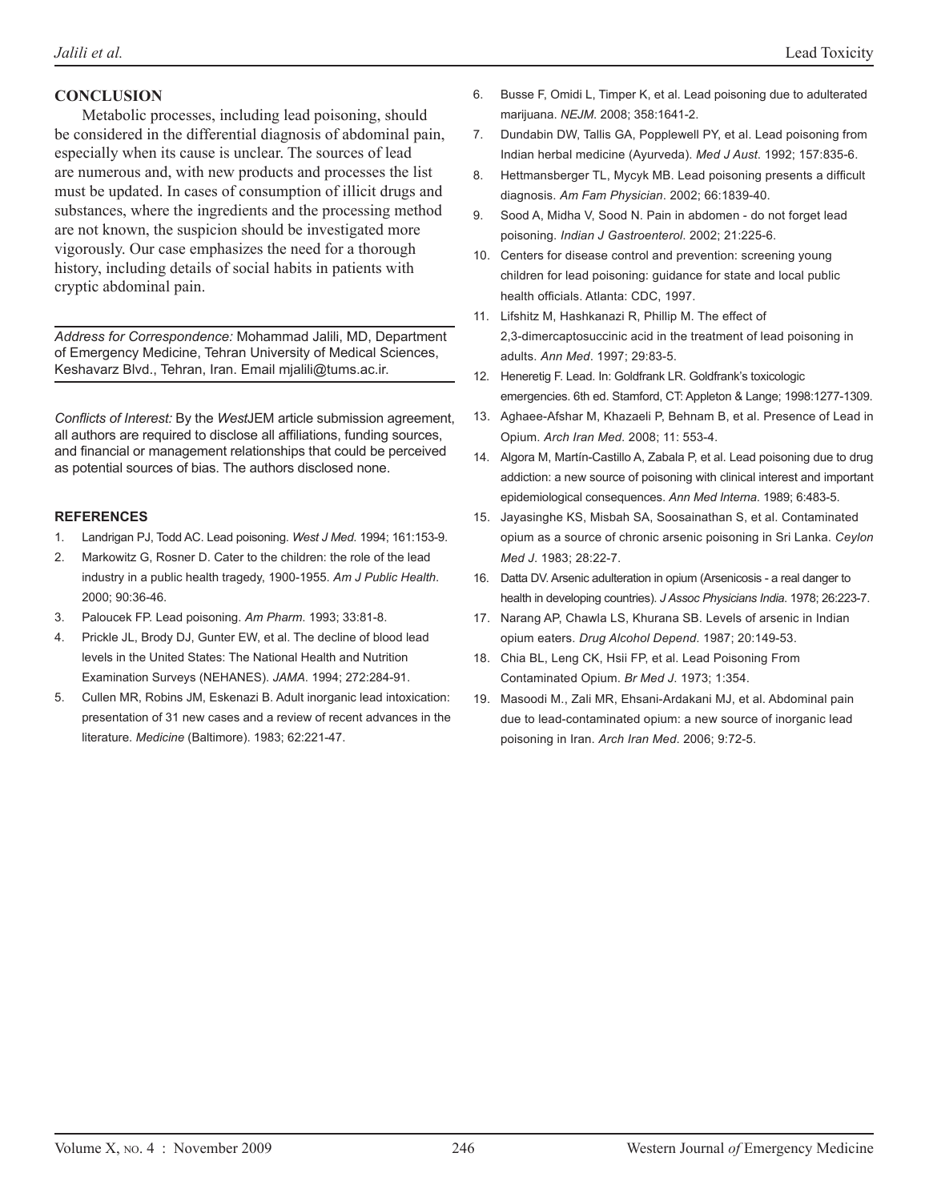## CONCLUSION

Metabolic processes, including lead poisoning, should be considered in the differential diagnosis of abdominal pain, especially when its cause is unclear. The sources of lead are numerous and, with new products and processes the list must be updated. In cases of consumption of illicit drugs and substances, where the ingredients and the processing method are not known, the suspicion should be investigated more vigorously. Our case emphasizes the need for a thorough history, including details of social habits in patients with cryptic abdominal pain.

*Address for Correspondence:* Mohammad Jalili, MD, Department of Emergency Medicine, Tehran University of Medical Sciences, Keshavarz Blvd., Tehran, Iran. Email mjalili@tums.ac.ir.

*Conflicts of Interest:* By the *West*JEM article submission agreement, all authors are required to disclose all affiliations, funding sources, and financial or management relationships that could be perceived as potential sources of bias. The authors disclosed none.

## REFERENCES

1. Landrigan PJ, Todd AC. Lead poisoning. *West J Med*. 1994; 161:153-9.
2. Markowitz G, Rosner D. Cater to the children: the role of the lead industry in a public health tragedy, 1900-1955. *Am J Public Health*. 2000; 90:36-46.
3. Paloucek FP. Lead poisoning. *Am Pharm*. 1993; 33:81-8.
4. Prickle JL, Brody DJ, Gunter EW, et al. The decline of blood lead levels in the United States: The National Health and Nutrition Examination Surveys (NEHANES). *JAMA*. 1994; 272:284-91.
5. Cullen MR, Robins JM, Eskenazi B. Adult inorganic lead intoxication: presentation of 31 new cases and a review of recent advances in the literature. *Medicine* (Baltimore). 1983; 62:221-47.
6. Busse F, Omidi L, Timper K, et al. Lead poisoning due to adulterated marijuana. *NEJM*. 2008; 358:1641-2.
7. Dundabin DW, Tallis GA, Popplewell PY, et al. Lead poisoning from Indian herbal medicine (Ayurveda). *Med J Aust*. 1992; 157:835-6.
8. Hettmansberger TL, Mycyk MB. Lead poisoning presents a difficult diagnosis. *Am Fam Physician*. 2002; 66:1839-40.
9. Sood A, Midha V, Sood N. Pain in abdomen - do not forget lead poisoning. *Indian J Gastroenterol*. 2002; 21:225-6.
10. Centers for disease control and prevention: screening young children for lead poisoning: guidance for state and local public health officials. Atlanta: CDC, 1997.
11. Lifshitz M, Hashkanazi R, Phillip M. The effect of 2,3-dimercaptosuccinic acid in the treatment of lead poisoning in adults. *Ann Med*. 1997; 29:83-5.
12. Heneretig F. Lead. In: Goldfrank LR. Goldfrank's toxicologic emergencies. 6th ed. Stamford, CT: Appleton & Lange; 1998:1277-1309.
13. Aghaee-Afshar M, Khazaeli P, Behnam B, et al. Presence of Lead in Opium. *Arch Iran Med*. 2008; 11: 553-4.
14. Algora M, Martín-Castillo A, Zabala P, et al. Lead poisoning due to drug addiction: a new source of poisoning with clinical interest and important epidemiological consequences. *Ann Med Interna*. 1989; 6:483-5.
15. Jayasinghe KS, Misbah SA, Soosainathan S, et al. Contaminated opium as a source of chronic arsenic poisoning in Sri Lanka. *Ceylon Med J*. 1983; 28:22-7.
16. Datta DV. Arsenic adulteration in opium (Arsenicosis - a real danger to health in developing countries). *J Assoc Physicians India*. 1978; 26:223-7.
17. Narang AP, Chawla LS, Khurana SB. Levels of arsenic in Indian opium eaters. *Drug Alcohol Depend*. 1987; 20:149-53.
18. Chia BL, Leng CK, Hsii FP, et al. Lead Poisoning From Contaminated Opium. *Br Med J*. 1973; 1:354.
19. Masoodi M., Zali MR, Ehsani-Ardakani MJ, et al. Abdominal pain due to lead-contaminated opium: a new source of inorganic lead poisoning in Iran. *Arch Iran Med*. 2006; 9:72-5.